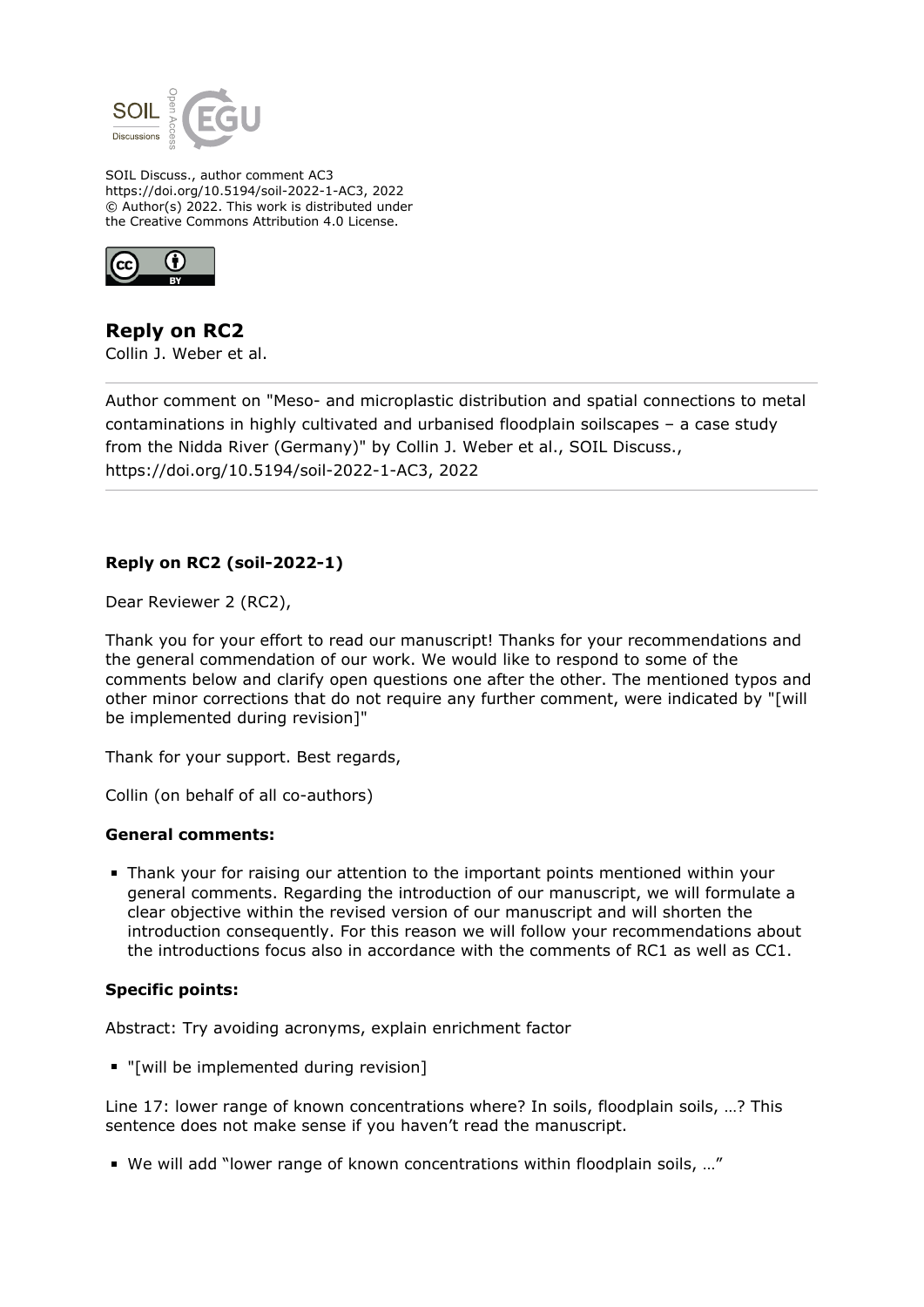SOIL Discuss., author comment AC3
https://doi.org/10.5194/soil-2022-1-AC3, 2022
© Author(s) 2022. This work is distributed under
the Creative Commons Attribution 4.0 License.

## Reply on RC2

Collin J. Weber et al.

Author comment on "Meso- and microplastic distribution and spatial connections to metal contaminations in highly cultivated and urbanised floodplain soilscapes – a case study from the Nidda River (Germany)" by Collin J. Weber et al., SOIL Discuss., https://doi.org/10.5194/soil-2022-1-AC3, 2022

---

### Reply on RC2 (soil-2022-1)

Dear Reviewer 2 (RC2),

Thank you for your effort to read our manuscript! Thanks for your recommendations and the general commendation of our work. We would like to respond to some of the comments below and clarify open questions one after the other. The mentioned typos and other minor corrections that do not require any further comment, were indicated by "[will be implemented during revision]"

Thank for your support. Best regards,

Collin (on behalf of all co-authors)

### General comments:

- Thank your for raising our attention to the important points mentioned within your general comments. Regarding the introduction of our manuscript, we will formulate a clear objective within the revised version of our manuscript and will shorten the introduction consequently. For this reason we will follow your recommendations about the introductions focus also in accordance with the comments of RC1 as well as CC1.

### Specific points:

Abstract: Try avoiding acronyms, explain enrichment factor

- "[will be implemented during revision]

Line 17: lower range of known concentrations where? In soils, floodplain soils, …? This sentence does not make sense if you haven't read the manuscript.

- We will add "lower range of known concentrations within floodplain soils, …"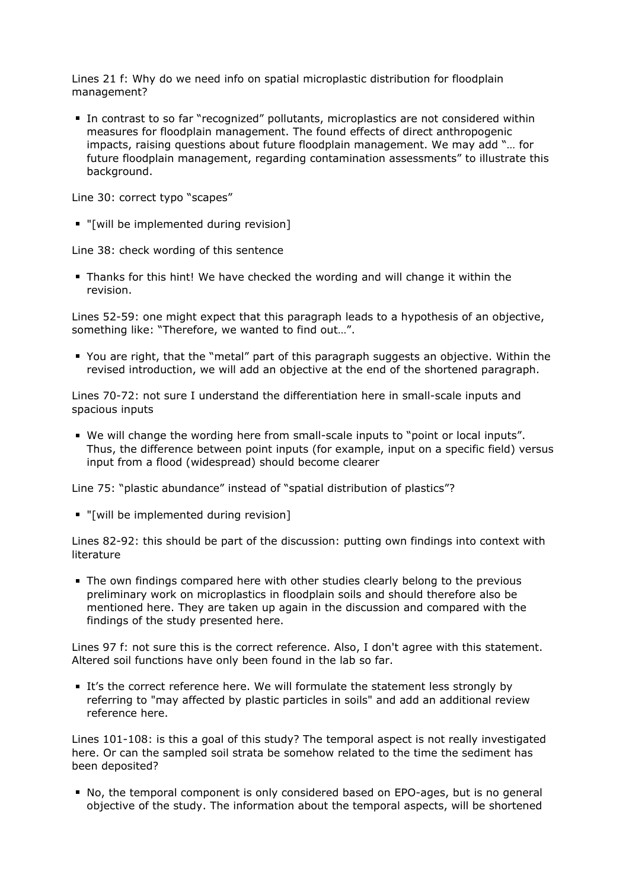Lines 21 f: Why do we need info on spatial microplastic distribution for floodplain management?

- In contrast to so far "recognized" pollutants, microplastics are not considered within measures for floodplain management. The found effects of direct anthropogenic impacts, raising questions about future floodplain management. We may add "… for future floodplain management, regarding contamination assessments" to illustrate this background.

Line 30: correct typo "scapes"

- "[will be implemented during revision]

Line 38: check wording of this sentence

- Thanks for this hint! We have checked the wording and will change it within the revision.

Lines 52-59: one might expect that this paragraph leads to a hypothesis of an objective, something like: "Therefore, we wanted to find out…".

- You are right, that the "metal" part of this paragraph suggests an objective. Within the revised introduction, we will add an objective at the end of the shortened paragraph.

Lines 70-72: not sure I understand the differentiation here in small-scale inputs and spacious inputs

- We will change the wording here from small-scale inputs to "point or local inputs". Thus, the difference between point inputs (for example, input on a specific field) versus input from a flood (widespread) should become clearer

Line 75: "plastic abundance" instead of "spatial distribution of plastics"?

- "[will be implemented during revision]

Lines 82-92: this should be part of the discussion: putting own findings into context with literature

- The own findings compared here with other studies clearly belong to the previous preliminary work on microplastics in floodplain soils and should therefore also be mentioned here. They are taken up again in the discussion and compared with the findings of the study presented here.

Lines 97 f: not sure this is the correct reference. Also, I don't agree with this statement. Altered soil functions have only been found in the lab so far.

- It's the correct reference here. We will formulate the statement less strongly by referring to "may affected by plastic particles in soils" and add an additional review reference here.

Lines 101-108: is this a goal of this study? The temporal aspect is not really investigated here. Or can the sampled soil strata be somehow related to the time the sediment has been deposited?

- No, the temporal component is only considered based on EPO-ages, but is no general objective of the study. The information about the temporal aspects, will be shortened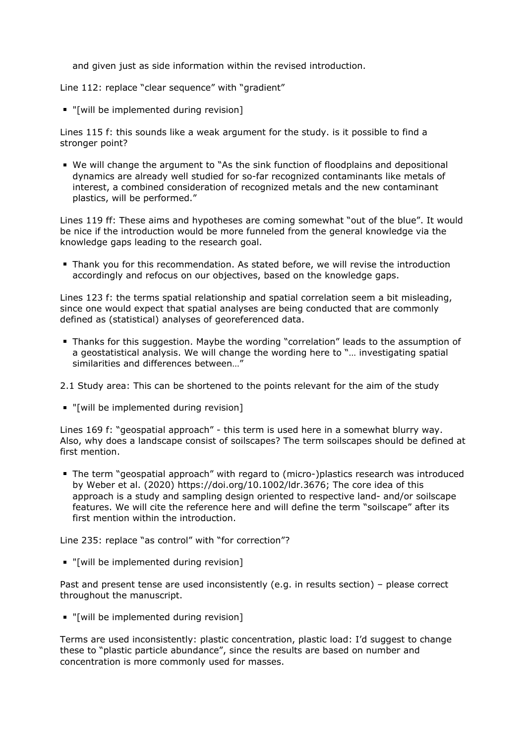and given just as side information within the revised introduction.

Line 112: replace "clear sequence" with "gradient"

- "[will be implemented during revision]

Lines 115 f: this sounds like a weak argument for the study. is it possible to find a stronger point?

- We will change the argument to "As the sink function of floodplains and depositional dynamics are already well studied for so-far recognized contaminants like metals of interest, a combined consideration of recognized metals and the new contaminant plastics, will be performed."

Lines 119 ff: These aims and hypotheses are coming somewhat "out of the blue". It would be nice if the introduction would be more funneled from the general knowledge via the knowledge gaps leading to the research goal.

- Thank you for this recommendation. As stated before, we will revise the introduction accordingly and refocus on our objectives, based on the knowledge gaps.

Lines 123 f: the terms spatial relationship and spatial correlation seem a bit misleading, since one would expect that spatial analyses are being conducted that are commonly defined as (statistical) analyses of georeferenced data.

- Thanks for this suggestion. Maybe the wording "correlation" leads to the assumption of a geostatistical analysis. We will change the wording here to "… investigating spatial similarities and differences between…"

2.1 Study area: This can be shortened to the points relevant for the aim of the study

- "[will be implemented during revision]

Lines 169 f: "geospatial approach" - this term is used here in a somewhat blurry way. Also, why does a landscape consist of soilscapes? The term soilscapes should be defined at first mention.

- The term "geospatial approach" with regard to (micro-)plastics research was introduced by Weber et al. (2020) https://doi.org/10.1002/ldr.3676; The core idea of this approach is a study and sampling design oriented to respective land- and/or soilscape features. We will cite the reference here and will define the term "soilscape" after its first mention within the introduction.

Line 235: replace "as control" with "for correction"?

- "[will be implemented during revision]

Past and present tense are used inconsistently (e.g. in results section) – please correct throughout the manuscript.

- "[will be implemented during revision]

Terms are used inconsistently: plastic concentration, plastic load: I'd suggest to change these to "plastic particle abundance", since the results are based on number and concentration is more commonly used for masses.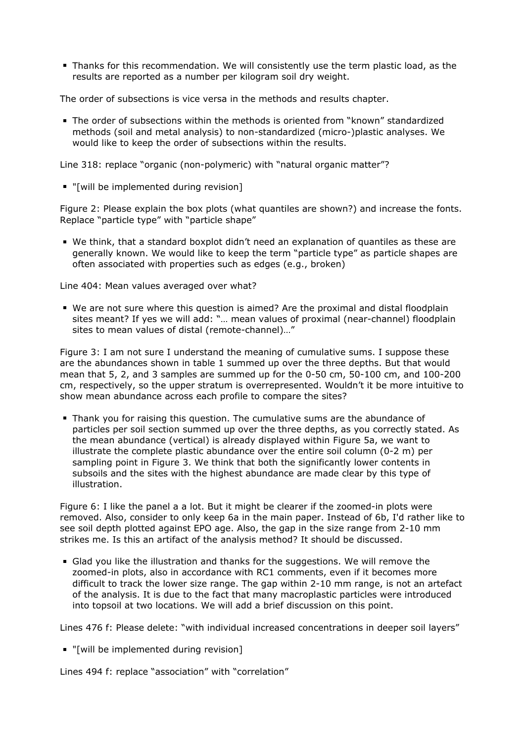- Thanks for this recommendation. We will consistently use the term plastic load, as the results are reported as a number per kilogram soil dry weight.

The order of subsections is vice versa in the methods and results chapter.

- The order of subsections within the methods is oriented from "known" standardized methods (soil and metal analysis) to non-standardized (micro-)plastic analyses. We would like to keep the order of subsections within the results.

Line 318: replace "organic (non-polymeric) with "natural organic matter"?

- "[will be implemented during revision]

Figure 2: Please explain the box plots (what quantiles are shown?) and increase the fonts. Replace "particle type" with "particle shape"

- We think, that a standard boxplot didn't need an explanation of quantiles as these are generally known. We would like to keep the term "particle type" as particle shapes are often associated with properties such as edges (e.g., broken)

Line 404: Mean values averaged over what?

- We are not sure where this question is aimed? Are the proximal and distal floodplain sites meant? If yes we will add: "… mean values of proximal (near-channel) floodplain sites to mean values of distal (remote-channel)…"

Figure 3: I am not sure I understand the meaning of cumulative sums. I suppose these are the abundances shown in table 1 summed up over the three depths. But that would mean that 5, 2, and 3 samples are summed up for the 0-50 cm, 50-100 cm, and 100-200 cm, respectively, so the upper stratum is overrepresented. Wouldn't it be more intuitive to show mean abundance across each profile to compare the sites?

- Thank you for raising this question. The cumulative sums are the abundance of particles per soil section summed up over the three depths, as you correctly stated. As the mean abundance (vertical) is already displayed within Figure 5a, we want to illustrate the complete plastic abundance over the entire soil column (0-2 m) per sampling point in Figure 3. We think that both the significantly lower contents in subsoils and the sites with the highest abundance are made clear by this type of illustration.

Figure 6: I like the panel a a lot. But it might be clearer if the zoomed-in plots were removed. Also, consider to only keep 6a in the main paper. Instead of 6b, I'd rather like to see soil depth plotted against EPO age. Also, the gap in the size range from 2-10 mm strikes me. Is this an artifact of the analysis method? It should be discussed.

- Glad you like the illustration and thanks for the suggestions. We will remove the zoomed-in plots, also in accordance with RC1 comments, even if it becomes more difficult to track the lower size range. The gap within 2-10 mm range, is not an artefact of the analysis. It is due to the fact that many macroplastic particles were introduced into topsoil at two locations. We will add a brief discussion on this point.

Lines 476 f: Please delete: "with individual increased concentrations in deeper soil layers"

- "[will be implemented during revision]

Lines 494 f: replace "association" with "correlation"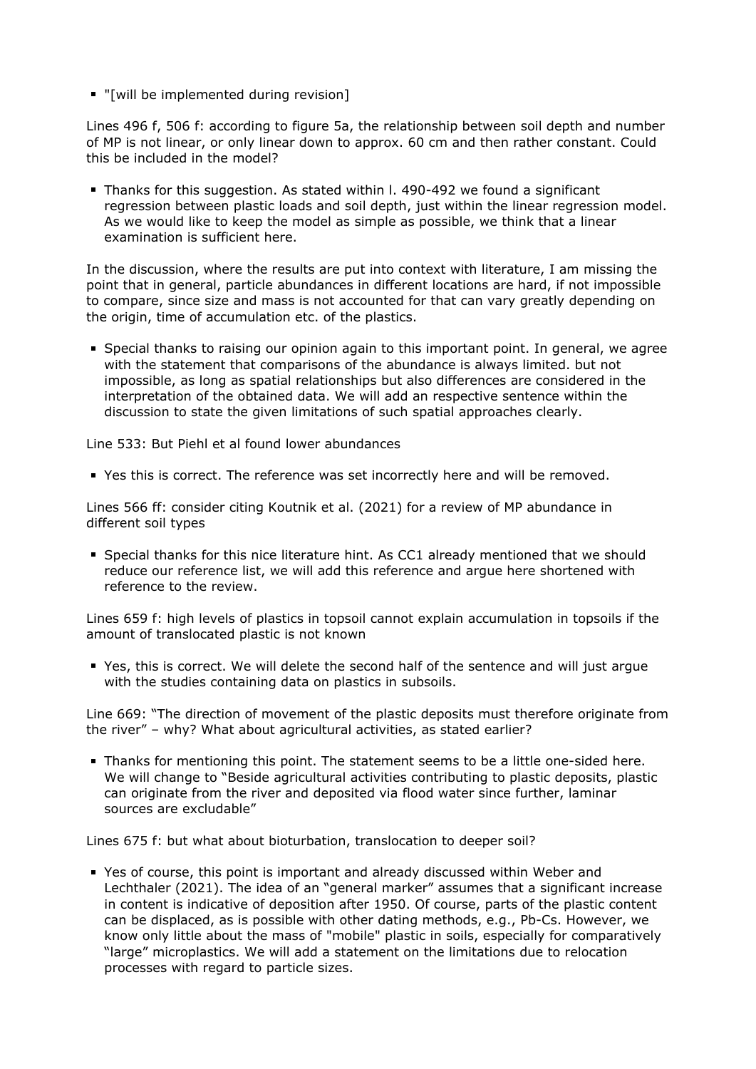- "[will be implemented during revision]

Lines 496 f, 506 f: according to figure 5a, the relationship between soil depth and number of MP is not linear, or only linear down to approx. 60 cm and then rather constant. Could this be included in the model?

- Thanks for this suggestion. As stated within l. 490-492 we found a significant regression between plastic loads and soil depth, just within the linear regression model. As we would like to keep the model as simple as possible, we think that a linear examination is sufficient here.

In the discussion, where the results are put into context with literature, I am missing the point that in general, particle abundances in different locations are hard, if not impossible to compare, since size and mass is not accounted for that can vary greatly depending on the origin, time of accumulation etc. of the plastics.

- Special thanks to raising our opinion again to this important point. In general, we agree with the statement that comparisons of the abundance is always limited. but not impossible, as long as spatial relationships but also differences are considered in the interpretation of the obtained data. We will add an respective sentence within the discussion to state the given limitations of such spatial approaches clearly.

Line 533: But Piehl et al found lower abundances

- Yes this is correct. The reference was set incorrectly here and will be removed.

Lines 566 ff: consider citing Koutnik et al. (2021) for a review of MP abundance in different soil types

- Special thanks for this nice literature hint. As CC1 already mentioned that we should reduce our reference list, we will add this reference and argue here shortened with reference to the review.

Lines 659 f: high levels of plastics in topsoil cannot explain accumulation in topsoils if the amount of translocated plastic is not known

- Yes, this is correct. We will delete the second half of the sentence and will just argue with the studies containing data on plastics in subsoils.

Line 669: "The direction of movement of the plastic deposits must therefore originate from the river" – why? What about agricultural activities, as stated earlier?

- Thanks for mentioning this point. The statement seems to be a little one-sided here. We will change to "Beside agricultural activities contributing to plastic deposits, plastic can originate from the river and deposited via flood water since further, laminar sources are excludable"

Lines 675 f: but what about bioturbation, translocation to deeper soil?

- Yes of course, this point is important and already discussed within Weber and Lechthaler (2021). The idea of an "general marker" assumes that a significant increase in content is indicative of deposition after 1950. Of course, parts of the plastic content can be displaced, as is possible with other dating methods, e.g., Pb-Cs. However, we know only little about the mass of "mobile" plastic in soils, especially for comparatively "large" microplastics. We will add a statement on the limitations due to relocation processes with regard to particle sizes.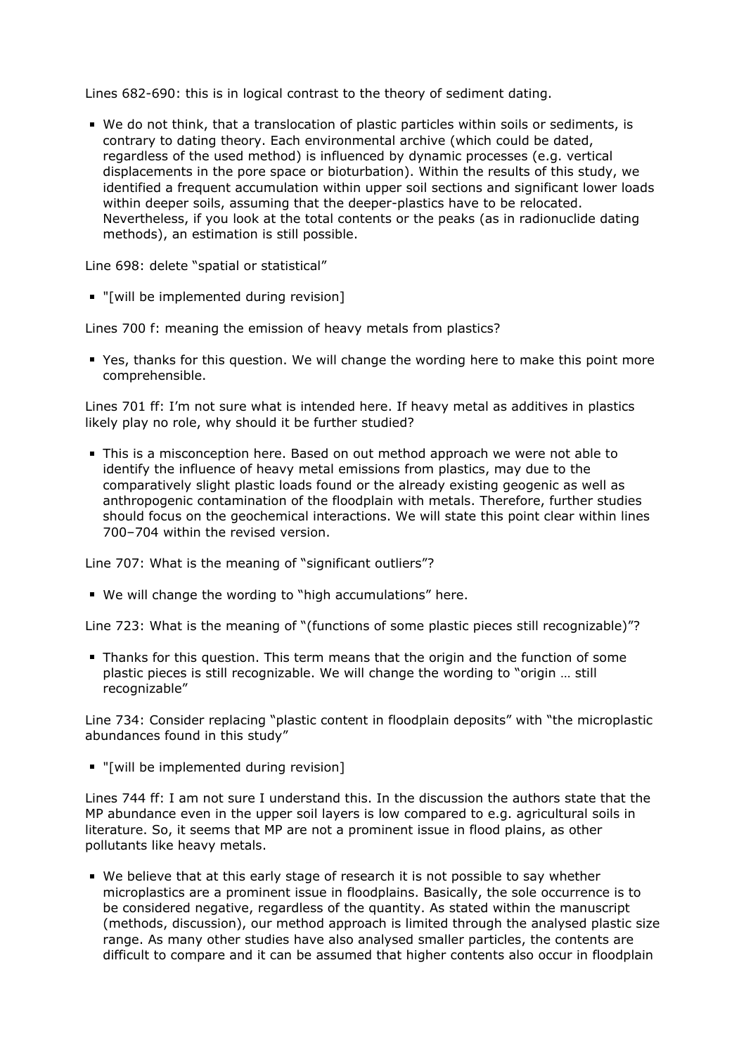Lines 682-690: this is in logical contrast to the theory of sediment dating.

- We do not think, that a translocation of plastic particles within soils or sediments, is contrary to dating theory. Each environmental archive (which could be dated, regardless of the used method) is influenced by dynamic processes (e.g. vertical displacements in the pore space or bioturbation). Within the results of this study, we identified a frequent accumulation within upper soil sections and significant lower loads within deeper soils, assuming that the deeper-plastics have to be relocated. Nevertheless, if you look at the total contents or the peaks (as in radionuclide dating methods), an estimation is still possible.

Line 698: delete "spatial or statistical"

- "[will be implemented during revision]

Lines 700 f: meaning the emission of heavy metals from plastics?

- Yes, thanks for this question. We will change the wording here to make this point more comprehensible.

Lines 701 ff: I'm not sure what is intended here. If heavy metal as additives in plastics likely play no role, why should it be further studied?

- This is a misconception here. Based on out method approach we were not able to identify the influence of heavy metal emissions from plastics, may due to the comparatively slight plastic loads found or the already existing geogenic as well as anthropogenic contamination of the floodplain with metals. Therefore, further studies should focus on the geochemical interactions. We will state this point clear within lines 700–704 within the revised version.

Line 707: What is the meaning of "significant outliers"?

- We will change the wording to "high accumulations" here.

Line 723: What is the meaning of "(functions of some plastic pieces still recognizable)"?

- Thanks for this question. This term means that the origin and the function of some plastic pieces is still recognizable. We will change the wording to "origin … still recognizable"

Line 734: Consider replacing "plastic content in floodplain deposits" with "the microplastic abundances found in this study"

- "[will be implemented during revision]

Lines 744 ff: I am not sure I understand this. In the discussion the authors state that the MP abundance even in the upper soil layers is low compared to e.g. agricultural soils in literature. So, it seems that MP are not a prominent issue in flood plains, as other pollutants like heavy metals.

- We believe that at this early stage of research it is not possible to say whether microplastics are a prominent issue in floodplains. Basically, the sole occurrence is to be considered negative, regardless of the quantity. As stated within the manuscript (methods, discussion), our method approach is limited through the analysed plastic size range. As many other studies have also analysed smaller particles, the contents are difficult to compare and it can be assumed that higher contents also occur in floodplain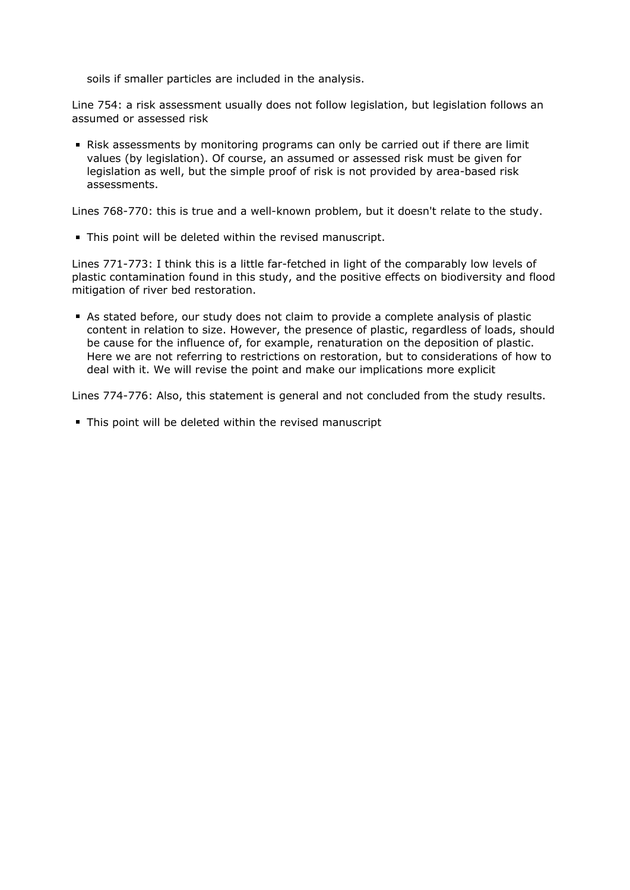soils if smaller particles are included in the analysis.

Line 754: a risk assessment usually does not follow legislation, but legislation follows an assumed or assessed risk

- Risk assessments by monitoring programs can only be carried out if there are limit values (by legislation). Of course, an assumed or assessed risk must be given for legislation as well, but the simple proof of risk is not provided by area-based risk assessments.

Lines 768-770: this is true and a well-known problem, but it doesn't relate to the study.

- This point will be deleted within the revised manuscript.

Lines 771-773: I think this is a little far-fetched in light of the comparably low levels of plastic contamination found in this study, and the positive effects on biodiversity and flood mitigation of river bed restoration.

- As stated before, our study does not claim to provide a complete analysis of plastic content in relation to size. However, the presence of plastic, regardless of loads, should be cause for the influence of, for example, renaturation on the deposition of plastic. Here we are not referring to restrictions on restoration, but to considerations of how to deal with it. We will revise the point and make our implications more explicit

Lines 774-776: Also, this statement is general and not concluded from the study results.

- This point will be deleted within the revised manuscript